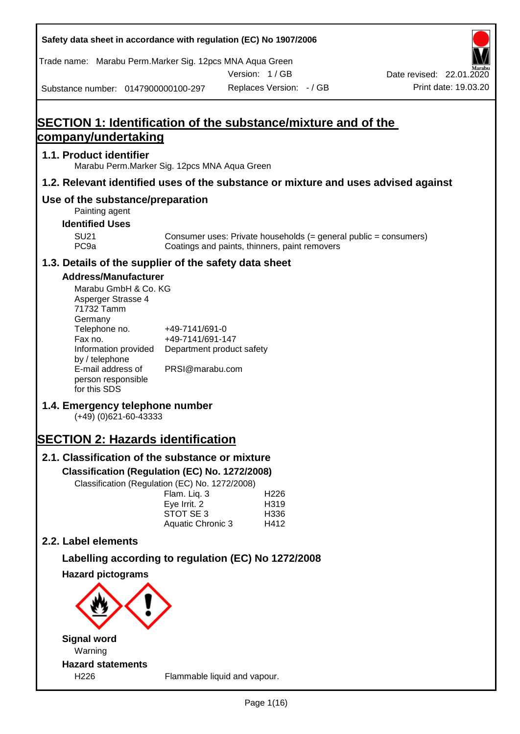Safety data sheet in accordance with regulation (EC) No 1907/2006

Trade name: Marabu Perm.Marker Sig. 12pcs MNA Aqua Green

Version: 1 / GB

Date revised: 22.01.2020

Substance number: 0147900000100-297

Replaces Version: - / GB

Print date: 19.03.20

# SECTION 1: Identification of the substance/mixture and of the company/undertaking

## 1.1. Product identifier

Marabu Perm.Marker Sig. 12pcs MNA Aqua Green

## 1.2. Relevant identified uses of the substance or mixture and uses advised against

### Use of the substance/preparation

Painting agent

**Identified Uses**

| | |
|---|---|
| SU21 | Consumer uses: Private households (= general public = consumers) |
| PC9a | Coatings and paints, thinners, paint removers |

## 1.3. Details of the supplier of the safety data sheet

**Address/Manufacturer**

Marabu GmbH & Co. KG
Asperger Strasse 4
71732 Tamm
Germany

| | |
|---|---|
| Telephone no. | +49-7141/691-0 |
| Fax no. | +49-7141/691-147 |
| Information provided by / telephone | Department product safety |
| E-mail address of person responsible for this SDS | PRSI@marabu.com |

## 1.4. Emergency telephone number

(+49) (0)621-60-43333

# SECTION 2: Hazards identification

## 2.1. Classification of the substance or mixture

**Classification (Regulation (EC) No. 1272/2008)**

Classification (Regulation (EC) No. 1272/2008)

| | |
|---|---|
| Flam. Liq. 3 | H226 |
| Eye Irrit. 2 | H319 |
| STOT SE 3 | H336 |
| Aquatic Chronic 3 | H412 |

## 2.2. Label elements

### Labelling according to regulation (EC) No 1272/2008

**Hazard pictograms**

**Signal word**

Warning

**Hazard statements**

| | |
|---|---|
| H226 | Flammable liquid and vapour. |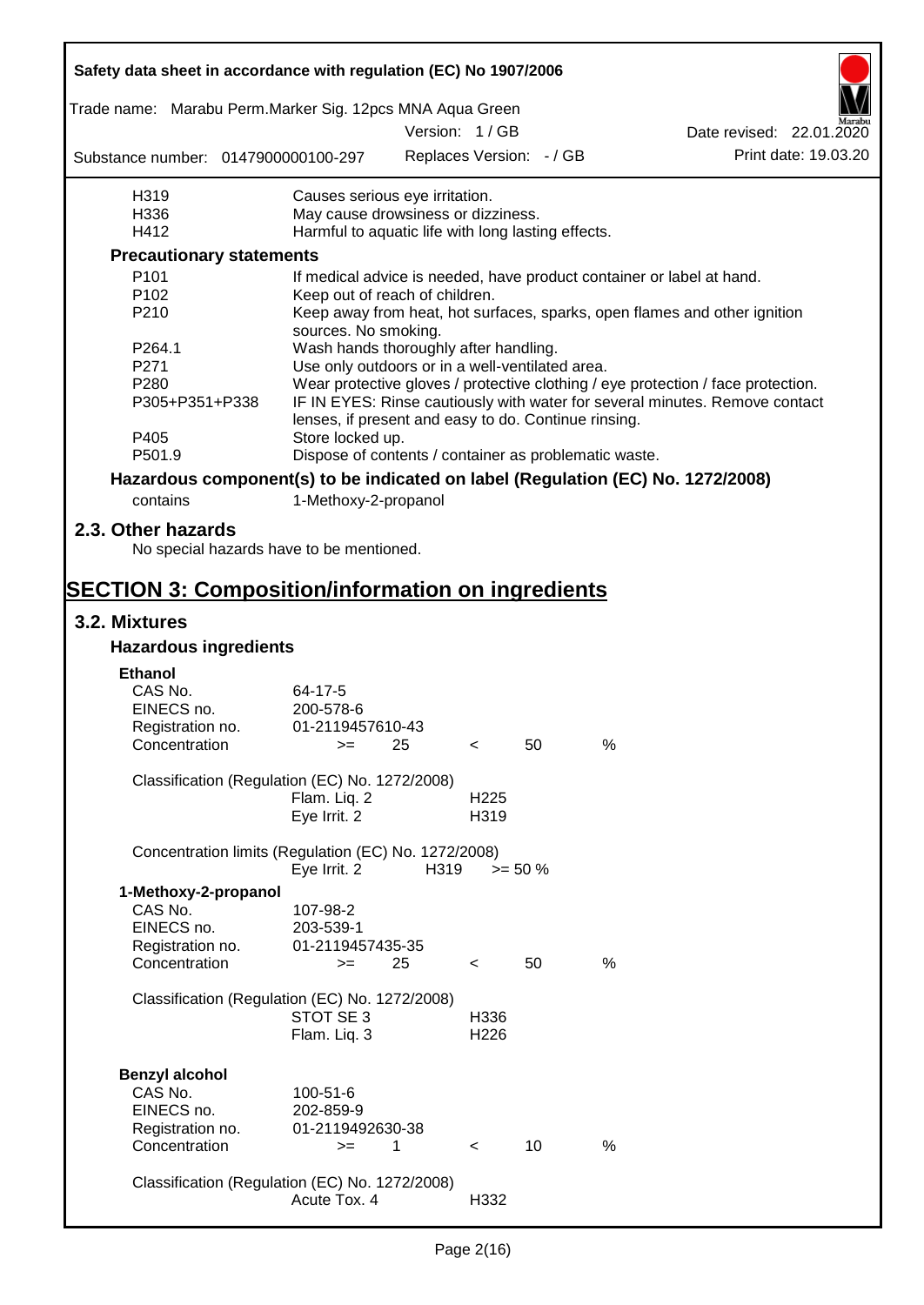| | |
|---|---|
| H319 | Causes serious eye irritation. |
| H336 | May cause drowsiness or dizziness. |
| H412 | Harmful to aquatic life with long lasting effects. |

**Precautionary statements**

| | |
|---|---|
| P101 | If medical advice is needed, have product container or label at hand. |
| P102 | Keep out of reach of children. |
| P210 | Keep away from heat, hot surfaces, sparks, open flames and other ignition sources. No smoking. |
| P264.1 | Wash hands thoroughly after handling. |
| P271 | Use only outdoors or in a well-ventilated area. |
| P280 | Wear protective gloves / protective clothing / eye protection / face protection. |
| P305+P351+P338 | IF IN EYES: Rinse cautiously with water for several minutes. Remove contact lenses, if present and easy to do. Continue rinsing. |
| P405 | Store locked up. |
| P501.9 | Dispose of contents / container as problematic waste. |

**Hazardous component(s) to be indicated on label (Regulation (EC) No. 1272/2008)**

contains 1-Methoxy-2-propanol

## 2.3. Other hazards

No special hazards have to be mentioned.

# SECTION 3: Composition/information on ingredients

## 3.2. Mixtures

### Hazardous ingredients

**Ethanol**

| | |
|---|---|
| CAS No. | 64-17-5 |
| EINECS no. | 200-578-6 |
| Registration no. | 01-2119457610-43 |
| Concentration | >= 25 < 50 % |

Classification (Regulation (EC) No. 1272/2008)

| | |
|---|---|
| Flam. Liq. 2 | H225 |
| Eye Irrit. 2 | H319 |

Concentration limits (Regulation (EC) No. 1272/2008)

| | | |
|---|---|---|
| Eye Irrit. 2 | H319 | >= 50 % |

**1-Methoxy-2-propanol**

| | |
|---|---|
| CAS No. | 107-98-2 |
| EINECS no. | 203-539-1 |
| Registration no. | 01-2119457435-35 |
| Concentration | >= 25 < 50 % |

Classification (Regulation (EC) No. 1272/2008)

| | |
|---|---|
| STOT SE 3 | H336 |
| Flam. Liq. 3 | H226 |

**Benzyl alcohol**

| | |
|---|---|
| CAS No. | 100-51-6 |
| EINECS no. | 202-859-9 |
| Registration no. | 01-2119492630-38 |
| Concentration | >= 1 < 10 % |

Classification (Regulation (EC) No. 1272/2008)

| | |
|---|---|
| Acute Tox. 4 | H332 |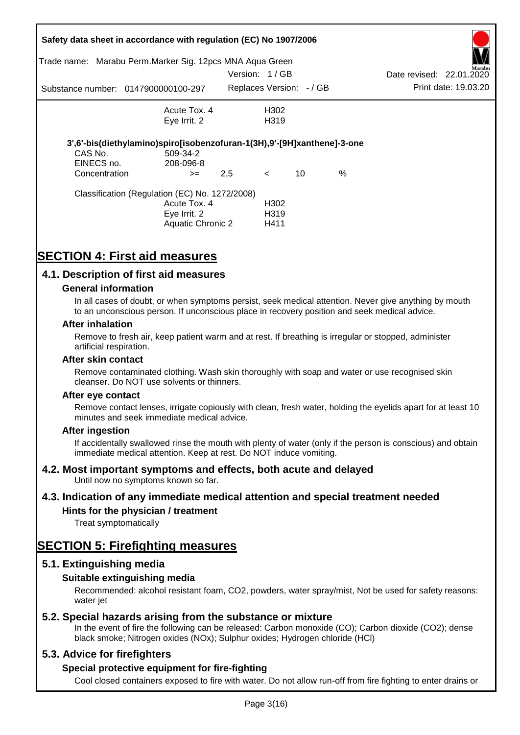| | | |
|---|---|---|
| | Acute Tox. 4 | H302 |
| | Eye Irrit. 2 | H319 |

**3',6'-bis(diethylamino)spiro[isobenzofuran-1(3H),9'-[9H]xanthene]-3-one**

| | | | | | |
|---|---|---|---|---|---|
| CAS No. | 509-34-2 | | | | |
| EINECS no. | 208-096-8 | | | | |
| Concentration | >= | 2,5 | < | 10 | % |

Classification (Regulation (EC) No. 1272/2008)

| | |
|---|---|
| Acute Tox. 4 | H302 |
| Eye Irrit. 2 | H319 |
| Aquatic Chronic 2 | H411 |

# SECTION 4: First aid measures

## 4.1. Description of first aid measures

### General information

In all cases of doubt, or when symptoms persist, seek medical attention. Never give anything by mouth to an unconscious person. If unconscious place in recovery position and seek medical advice.

### After inhalation

Remove to fresh air, keep patient warm and at rest. If breathing is irregular or stopped, administer artificial respiration.

### After skin contact

Remove contaminated clothing. Wash skin thoroughly with soap and water or use recognised skin cleanser. Do NOT use solvents or thinners.

### After eye contact

Remove contact lenses, irrigate copiously with clean, fresh water, holding the eyelids apart for at least 10 minutes and seek immediate medical advice.

### After ingestion

If accidentally swallowed rinse the mouth with plenty of water (only if the person is conscious) and obtain immediate medical attention. Keep at rest. Do NOT induce vomiting.

## 4.2. Most important symptoms and effects, both acute and delayed

Until now no symptoms known so far.

## 4.3. Indication of any immediate medical attention and special treatment needed

### Hints for the physician / treatment

Treat symptomatically

# SECTION 5: Firefighting measures

## 5.1. Extinguishing media

### Suitable extinguishing media

Recommended: alcohol resistant foam, $CO_2$, powders, water spray/mist, Not be used for safety reasons: water jet

## 5.2. Special hazards arising from the substance or mixture

In the event of fire the following can be released: Carbon monoxide (CO); Carbon dioxide ($CO_2$); dense black smoke; Nitrogen oxides ($NO_x$); Sulphur oxides; Hydrogen chloride (HCl)

## 5.3. Advice for firefighters

### Special protective equipment for fire-fighting

Cool closed containers exposed to fire with water. Do not allow run-off from fire fighting to enter drains or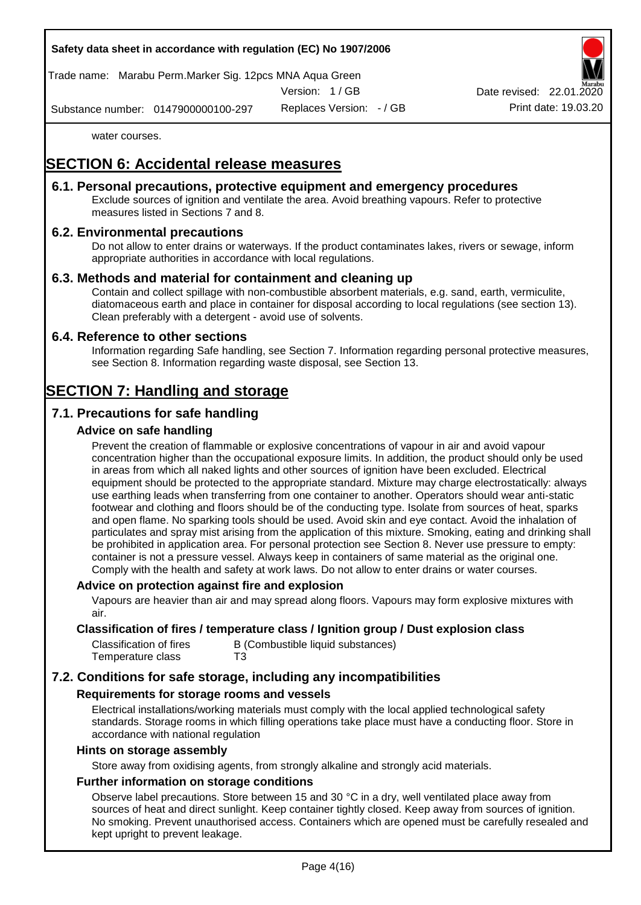water courses.

# SECTION 6: Accidental release measures

## 6.1. Personal precautions, protective equipment and emergency procedures

Exclude sources of ignition and ventilate the area. Avoid breathing vapours. Refer to protective measures listed in Sections 7 and 8.

## 6.2. Environmental precautions

Do not allow to enter drains or waterways. If the product contaminates lakes, rivers or sewage, inform appropriate authorities in accordance with local regulations.

## 6.3. Methods and material for containment and cleaning up

Contain and collect spillage with non-combustible absorbent materials, e.g. sand, earth, vermiculite, diatomaceous earth and place in container for disposal according to local regulations (see section 13). Clean preferably with a detergent - avoid use of solvents.

## 6.4. Reference to other sections

Information regarding Safe handling, see Section 7. Information regarding personal protective measures, see Section 8. Information regarding waste disposal, see Section 13.

# SECTION 7: Handling and storage

## 7.1. Precautions for safe handling

### Advice on safe handling

Prevent the creation of flammable or explosive concentrations of vapour in air and avoid vapour concentration higher than the occupational exposure limits. In addition, the product should only be used in areas from which all naked lights and other sources of ignition have been excluded. Electrical equipment should be protected to the appropriate standard. Mixture may charge electrostatically: always use earthing leads when transferring from one container to another. Operators should wear anti-static footwear and clothing and floors should be of the conducting type. Isolate from sources of heat, sparks and open flame. No sparking tools should be used. Avoid skin and eye contact. Avoid the inhalation of particulates and spray mist arising from the application of this mixture. Smoking, eating and drinking shall be prohibited in application area. For personal protection see Section 8. Never use pressure to empty: container is not a pressure vessel. Always keep in containers of same material as the original one. Comply with the health and safety at work laws. Do not allow to enter drains or water courses.

### Advice on protection against fire and explosion

Vapours are heavier than air and may spread along floors. Vapours may form explosive mixtures with air.

### Classification of fires / temperature class / Ignition group / Dust explosion class

| | |
|---|---|
| Classification of fires | B (Combustible liquid substances) |
| Temperature class | T3 |

## 7.2. Conditions for safe storage, including any incompatibilities

### Requirements for storage rooms and vessels

Electrical installations/working materials must comply with the local applied technological safety standards. Storage rooms in which filling operations take place must have a conducting floor. Store in accordance with national regulation

### Hints on storage assembly

Store away from oxidising agents, from strongly alkaline and strongly acid materials.

### Further information on storage conditions

Observe label precautions. Store between 15 and 30 °C in a dry, well ventilated place away from sources of heat and direct sunlight. Keep container tightly closed. Keep away from sources of ignition. No smoking. Prevent unauthorised access. Containers which are opened must be carefully resealed and kept upright to prevent leakage.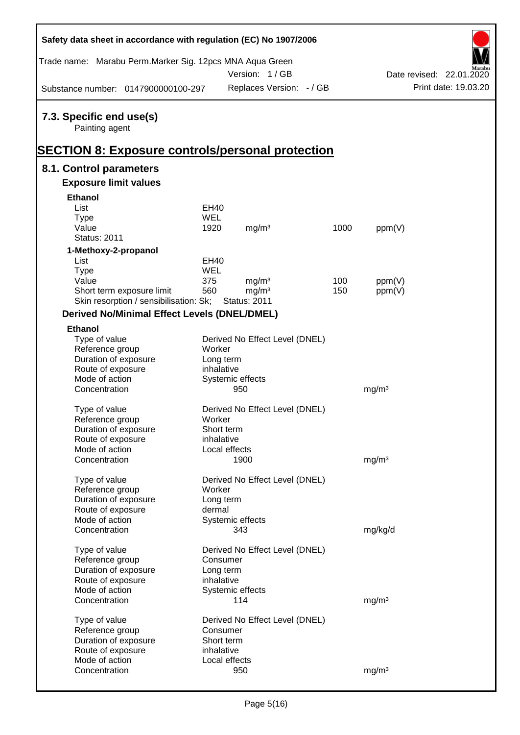## 7.3. Specific end use(s)

Painting agent

# SECTION 8: Exposure controls/personal protection

## 8.1. Control parameters

### Exposure limit values

**Ethanol**

| | | | | |
|---|---|---|---|---|
| List | EH40 | | | |
| Type | WEL | | | |
| Value | 1920 | mg/m³ | 1000 | ppm(V) |
| Status: 2011 | | | | |

**1-Methoxy-2-propanol**

| | | | | |
|---|---|---|---|---|
| List | EH40 | | | |
| Type | WEL | | | |
| Value | 375 | mg/m³ | 100 | ppm(V) |
| Short term exposure limit | 560 | mg/m³ | 150 | ppm(V) |
| Skin resorption / sensibilisation: Sk; | Status: 2011 | | | |

### Derived No/Minimal Effect Levels (DNEL/DMEL)

**Ethanol**

| | | |
|---|---|---|
| Type of value | Derived No Effect Level (DNEL) | |
| Reference group | Worker | |
| Duration of exposure | Long term | |
| Route of exposure | inhalative | |
| Mode of action | Systemic effects | |
| Concentration | 950 | mg/m³ |

| | | |
|---|---|---|
| Type of value | Derived No Effect Level (DNEL) | |
| Reference group | Worker | |
| Duration of exposure | Short term | |
| Route of exposure | inhalative | |
| Mode of action | Local effects | |
| Concentration | 1900 | mg/m³ |

| | | |
|---|---|---|
| Type of value | Derived No Effect Level (DNEL) | |
| Reference group | Worker | |
| Duration of exposure | Long term | |
| Route of exposure | dermal | |
| Mode of action | Systemic effects | |
| Concentration | 343 | mg/kg/d |

| | | |
|---|---|---|
| Type of value | Derived No Effect Level (DNEL) | |
| Reference group | Consumer | |
| Duration of exposure | Long term | |
| Route of exposure | inhalative | |
| Mode of action | Systemic effects | |
| Concentration | 114 | mg/m³ |

| | | |
|---|---|---|
| Type of value | Derived No Effect Level (DNEL) | |
| Reference group | Consumer | |
| Duration of exposure | Short term | |
| Route of exposure | inhalative | |
| Mode of action | Local effects | |
| Concentration | 950 | mg/m³ |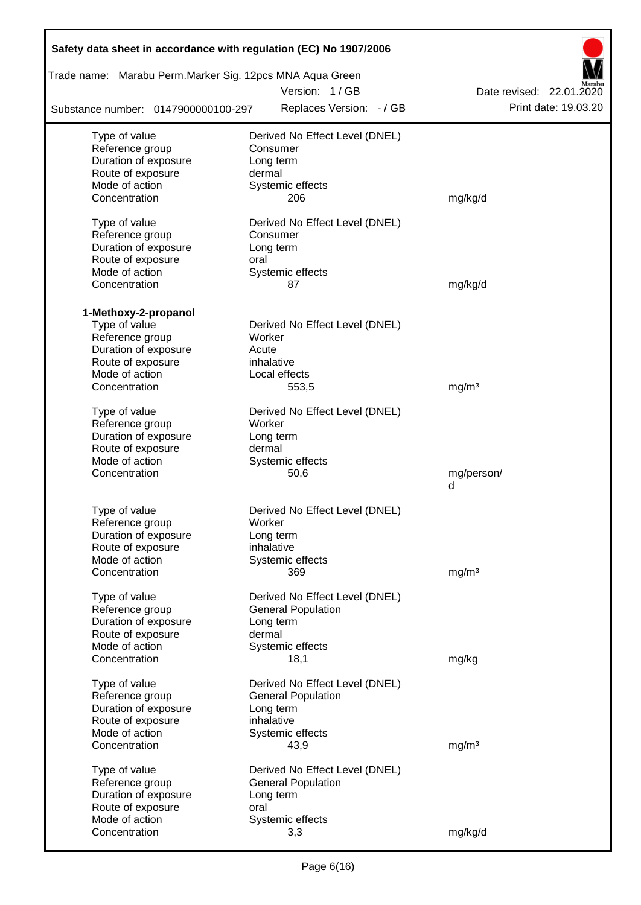| | | |
|---|---|---|
| Type of value | Derived No Effect Level (DNEL) | |
| Reference group | Consumer | |
| Duration of exposure | Long term | |
| Route of exposure | dermal | |
| Mode of action | Systemic effects | |
| Concentration | 206 | mg/kg/d |
| | | |
| Type of value | Derived No Effect Level (DNEL) | |
| Reference group | Consumer | |
| Duration of exposure | Long term | |
| Route of exposure | oral | |
| Mode of action | Systemic effects | |
| Concentration | 87 | mg/kg/d |

**1-Methoxy-2-propanol**

| | | |
|---|---|---|
| Type of value | Derived No Effect Level (DNEL) | |
| Reference group | Worker | |
| Duration of exposure | Acute | |
| Route of exposure | inhalative | |
| Mode of action | Local effects | |
| Concentration | 553,5 | mg/m³ |
| | | |
| Type of value | Derived No Effect Level (DNEL) | |
| Reference group | Worker | |
| Duration of exposure | Long term | |
| Route of exposure | dermal | |
| Mode of action | Systemic effects | |
| Concentration | 50,6 | mg/person/d |
| | | |
| Type of value | Derived No Effect Level (DNEL) | |
| Reference group | Worker | |
| Duration of exposure | Long term | |
| Route of exposure | inhalative | |
| Mode of action | Systemic effects | |
| Concentration | 369 | mg/m³ |
| | | |
| Type of value | Derived No Effect Level (DNEL) | |
| Reference group | General Population | |
| Duration of exposure | Long term | |
| Route of exposure | dermal | |
| Mode of action | Systemic effects | |
| Concentration | 18,1 | mg/kg |
| | | |
| Type of value | Derived No Effect Level (DNEL) | |
| Reference group | General Population | |
| Duration of exposure | Long term | |
| Route of exposure | inhalative | |
| Mode of action | Systemic effects | |
| Concentration | 43,9 | mg/m³ |
| | | |
| Type of value | Derived No Effect Level (DNEL) | |
| Reference group | General Population | |
| Duration of exposure | Long term | |
| Route of exposure | oral | |
| Mode of action | Systemic effects | |
| Concentration | 3,3 | mg/kg/d |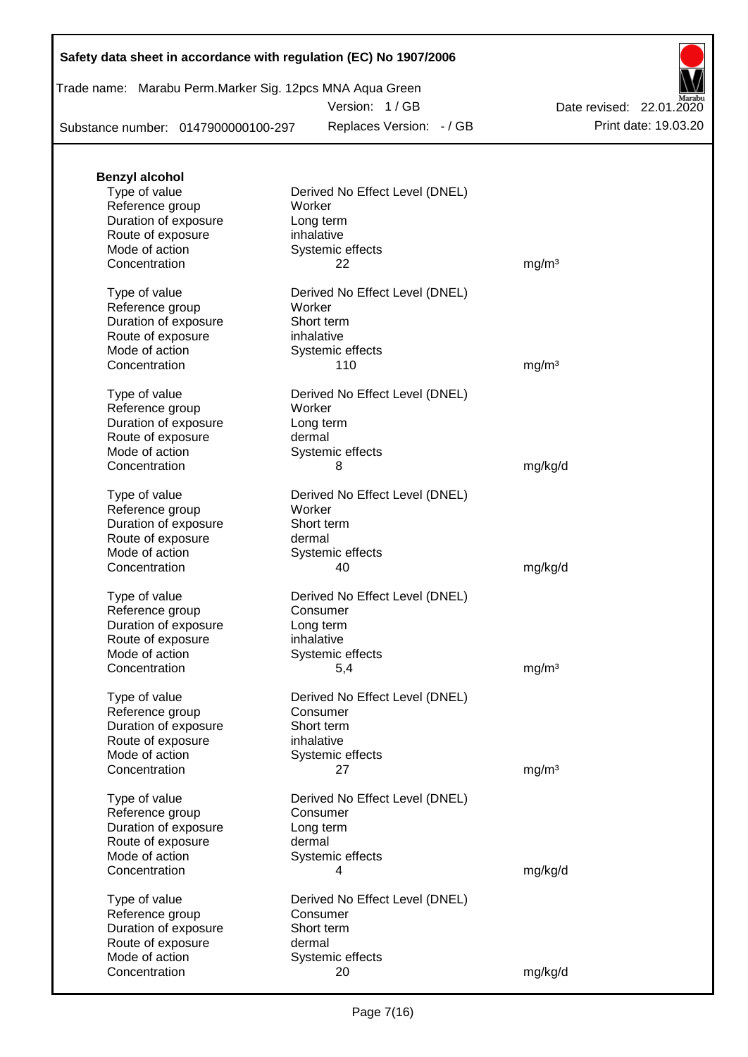**Benzyl alcohol**

| | | |
|---|---|---|
| Type of value | Derived No Effect Level (DNEL) | |
| Reference group | Worker | |
| Duration of exposure | Long term | |
| Route of exposure | inhalative | |
| Mode of action | Systemic effects | |
| Concentration | 22 | mg/m³ |

| | | |
|---|---|---|
| Type of value | Derived No Effect Level (DNEL) | |
| Reference group | Worker | |
| Duration of exposure | Short term | |
| Route of exposure | inhalative | |
| Mode of action | Systemic effects | |
| Concentration | 110 | mg/m³ |

| | | |
|---|---|---|
| Type of value | Derived No Effect Level (DNEL) | |
| Reference group | Worker | |
| Duration of exposure | Long term | |
| Route of exposure | dermal | |
| Mode of action | Systemic effects | |
| Concentration | 8 | mg/kg/d |

| | | |
|---|---|---|
| Type of value | Derived No Effect Level (DNEL) | |
| Reference group | Worker | |
| Duration of exposure | Short term | |
| Route of exposure | dermal | |
| Mode of action | Systemic effects | |
| Concentration | 40 | mg/kg/d |

| | | |
|---|---|---|
| Type of value | Derived No Effect Level (DNEL) | |
| Reference group | Consumer | |
| Duration of exposure | Long term | |
| Route of exposure | inhalative | |
| Mode of action | Systemic effects | |
| Concentration | 5,4 | mg/m³ |

| | | |
|---|---|---|
| Type of value | Derived No Effect Level (DNEL) | |
| Reference group | Consumer | |
| Duration of exposure | Short term | |
| Route of exposure | inhalative | |
| Mode of action | Systemic effects | |
| Concentration | 27 | mg/m³ |

| | | |
|---|---|---|
| Type of value | Derived No Effect Level (DNEL) | |
| Reference group | Consumer | |
| Duration of exposure | Long term | |
| Route of exposure | dermal | |
| Mode of action | Systemic effects | |
| Concentration | 4 | mg/kg/d |

| | | |
|---|---|---|
| Type of value | Derived No Effect Level (DNEL) | |
| Reference group | Consumer | |
| Duration of exposure | Short term | |
| Route of exposure | dermal | |
| Mode of action | Systemic effects | |
| Concentration | 20 | mg/kg/d |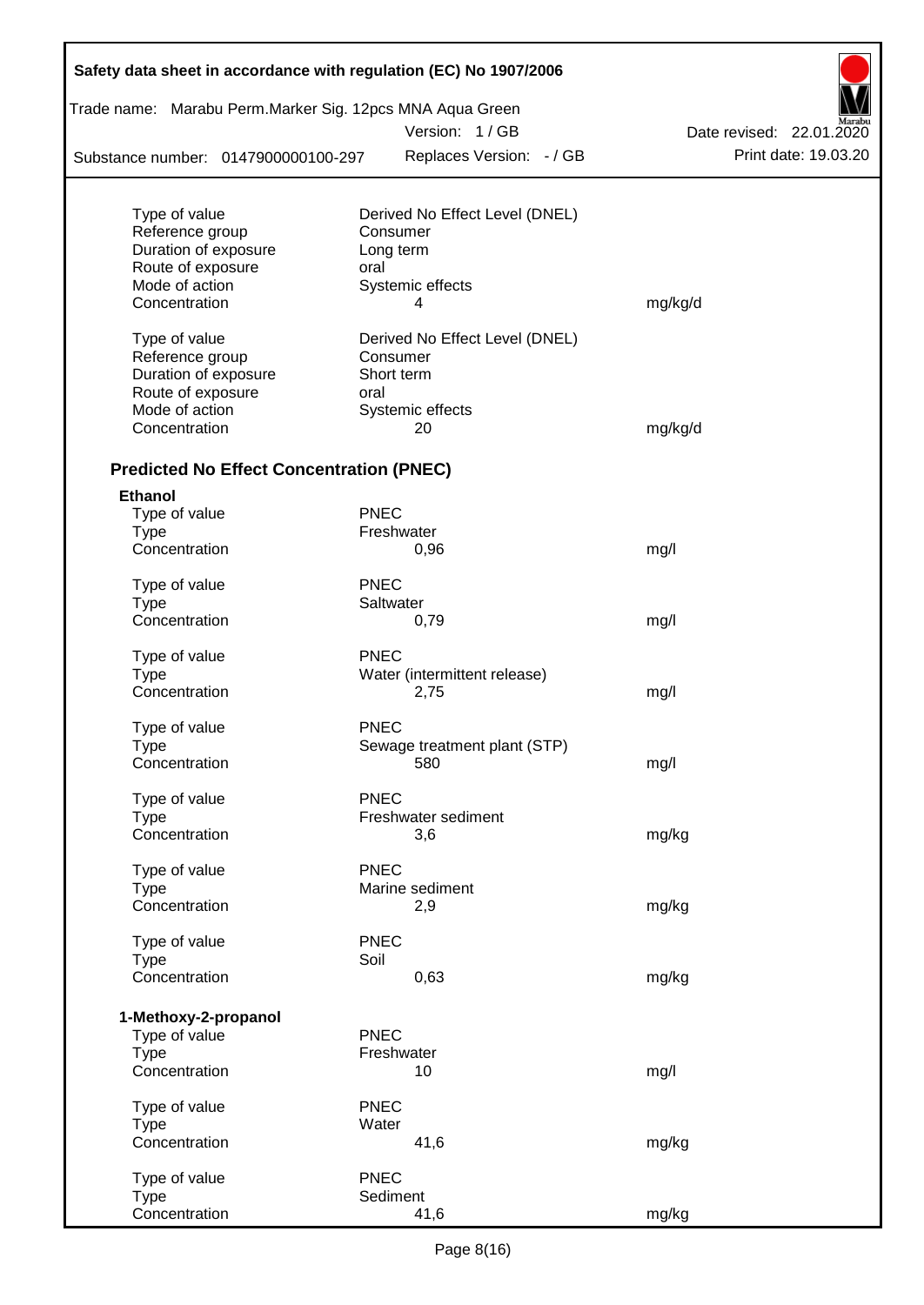| | | |
|---|---|---|
| Type of value | Derived No Effect Level (DNEL) | |
| Reference group | Consumer | |
| Duration of exposure | Long term | |
| Route of exposure | oral | |
| Mode of action | Systemic effects | |
| Concentration | 4 | mg/kg/d |

| | | |
|---|---|---|
| Type of value | Derived No Effect Level (DNEL) | |
| Reference group | Consumer | |
| Duration of exposure | Short term | |
| Route of exposure | oral | |
| Mode of action | Systemic effects | |
| Concentration | 20 | mg/kg/d |

### Predicted No Effect Concentration (PNEC)

**Ethanol**

| | | |
|---|---|---|
| Type of value | PNEC | |
| Type | Freshwater | |
| Concentration | 0,96 | mg/l |

| | | |
|---|---|---|
| Type of value | PNEC | |
| Type | Saltwater | |
| Concentration | 0,79 | mg/l |

| | | |
|---|---|---|
| Type of value | PNEC | |
| Type | Water (intermittent release) | |
| Concentration | 2,75 | mg/l |

| | | |
|---|---|---|
| Type of value | PNEC | |
| Type | Sewage treatment plant (STP) | |
| Concentration | 580 | mg/l |

| | | |
|---|---|---|
| Type of value | PNEC | |
| Type | Freshwater sediment | |
| Concentration | 3,6 | mg/kg |

| | | |
|---|---|---|
| Type of value | PNEC | |
| Type | Marine sediment | |
| Concentration | 2,9 | mg/kg |

| | | |
|---|---|---|
| Type of value | PNEC | |
| Type | Soil | |
| Concentration | 0,63 | mg/kg |

**1-Methoxy-2-propanol**

| | | |
|---|---|---|
| Type of value | PNEC | |
| Type | Freshwater | |
| Concentration | 10 | mg/l |

| | | |
|---|---|---|
| Type of value | PNEC | |
| Type | Water | |
| Concentration | 41,6 | mg/kg |

| | | |
|---|---|---|
| Type of value | PNEC | |
| Type | Sediment | |
| Concentration | 41,6 | mg/kg |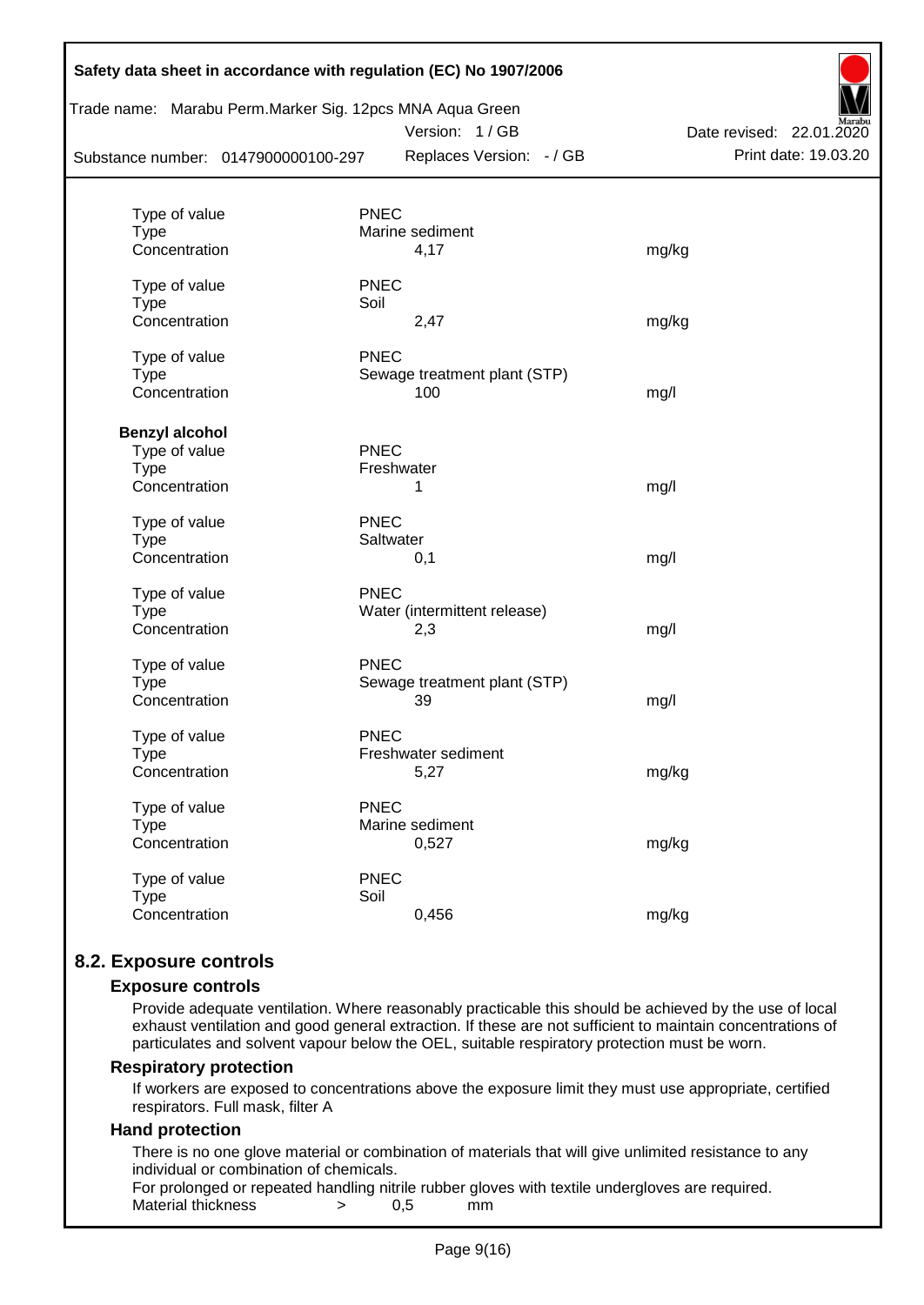| | | |
|---|---|---|
| Type of value | PNEC | |
| Type | Marine sediment | |
| Concentration | 4,17 | mg/kg |
| | | |
| Type of value | PNEC | |
| Type | Soil | |
| Concentration | 2,47 | mg/kg |
| | | |
| Type of value | PNEC | |
| Type | Sewage treatment plant (STP) | |
| Concentration | 100 | mg/l |

**Benzyl alcohol**

| | | |
|---|---|---|
| Type of value | PNEC | |
| Type | Freshwater | |
| Concentration | 1 | mg/l |
| | | |
| Type of value | PNEC | |
| Type | Saltwater | |
| Concentration | 0,1 | mg/l |
| | | |
| Type of value | PNEC | |
| Type | Water (intermittent release) | |
| Concentration | 2,3 | mg/l |
| | | |
| Type of value | PNEC | |
| Type | Sewage treatment plant (STP) | |
| Concentration | 39 | mg/l |
| | | |
| Type of value | PNEC | |
| Type | Freshwater sediment | |
| Concentration | 5,27 | mg/kg |
| | | |
| Type of value | PNEC | |
| Type | Marine sediment | |
| Concentration | 0,527 | mg/kg |
| | | |
| Type of value | PNEC | |
| Type | Soil | |
| Concentration | 0,456 | mg/kg |

## 8.2. Exposure controls

### Exposure controls

Provide adequate ventilation. Where reasonably practicable this should be achieved by the use of local exhaust ventilation and good general extraction. If these are not sufficient to maintain concentrations of particulates and solvent vapour below the OEL, suitable respiratory protection must be worn.

### Respiratory protection

If workers are exposed to concentrations above the exposure limit they must use appropriate, certified respirators. Full mask, filter A

### Hand protection

There is no one glove material or combination of materials that will give unlimited resistance to any individual or combination of chemicals.

For prolonged or repeated handling nitrile rubber gloves with textile undergloves are required.

Material thickness > 0,5 mm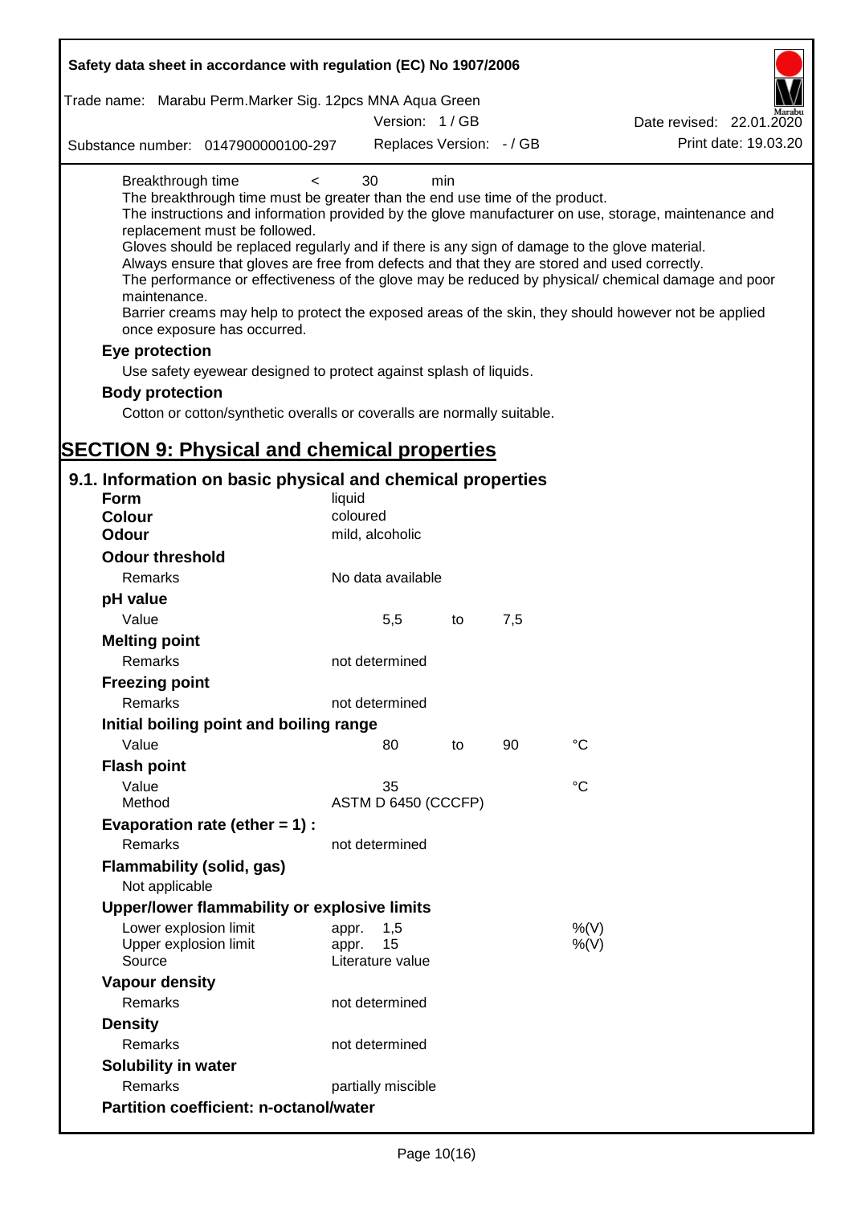Breakthrough time < 30 min

The breakthrough time must be greater than the end use time of the product.

The instructions and information provided by the glove manufacturer on use, storage, maintenance and replacement must be followed.

Gloves should be replaced regularly and if there is any sign of damage to the glove material.

Always ensure that gloves are free from defects and that they are stored and used correctly.

The performance or effectiveness of the glove may be reduced by physical/ chemical damage and poor maintenance.

Barrier creams may help to protect the exposed areas of the skin, they should however not be applied once exposure has occurred.

**Eye protection**

Use safety eyewear designed to protect against splash of liquids.

**Body protection**

Cotton or cotton/synthetic overalls or coveralls are normally suitable.

# SECTION 9: Physical and chemical properties

## 9.1. Information on basic physical and chemical properties

| | | | | |
|---|---|---|---|---|
| **Form** | liquid | | | |
| **Colour** | coloured | | | |
| **Odour** | mild, alcoholic | | | |
| **Odour threshold** | | | | |
| Remarks | No data available | | | |
| **pH value** | | | | |
| Value | 5,5 | to | 7,5 | |
| **Melting point** | | | | |
| Remarks | not determined | | | |
| **Freezing point** | | | | |
| Remarks | not determined | | | |
| **Initial boiling point and boiling range** | | | | |
| Value | 80 | to | 90 | °C |
| **Flash point** | | | | |
| Value | 35 | | | °C |
| Method | ASTM D 6450 (CCCFP) | | | |
| **Evaporation rate (ether = 1) :** | | | | |
| Remarks | not determined | | | |
| **Flammability (solid, gas)** | | | | |
| Not applicable | | | | |
| **Upper/lower flammability or explosive limits** | | | | |
| Lower explosion limit | appr. 1,5 | | | %(V) |
| Upper explosion limit | appr. 15 | | | %(V) |
| Source | Literature value | | | |
| **Vapour density** | | | | |
| Remarks | not determined | | | |
| **Density** | | | | |
| Remarks | not determined | | | |
| **Solubility in water** | | | | |
| Remarks | partially miscible | | | |
| **Partition coefficient: n-octanol/water** | | | | |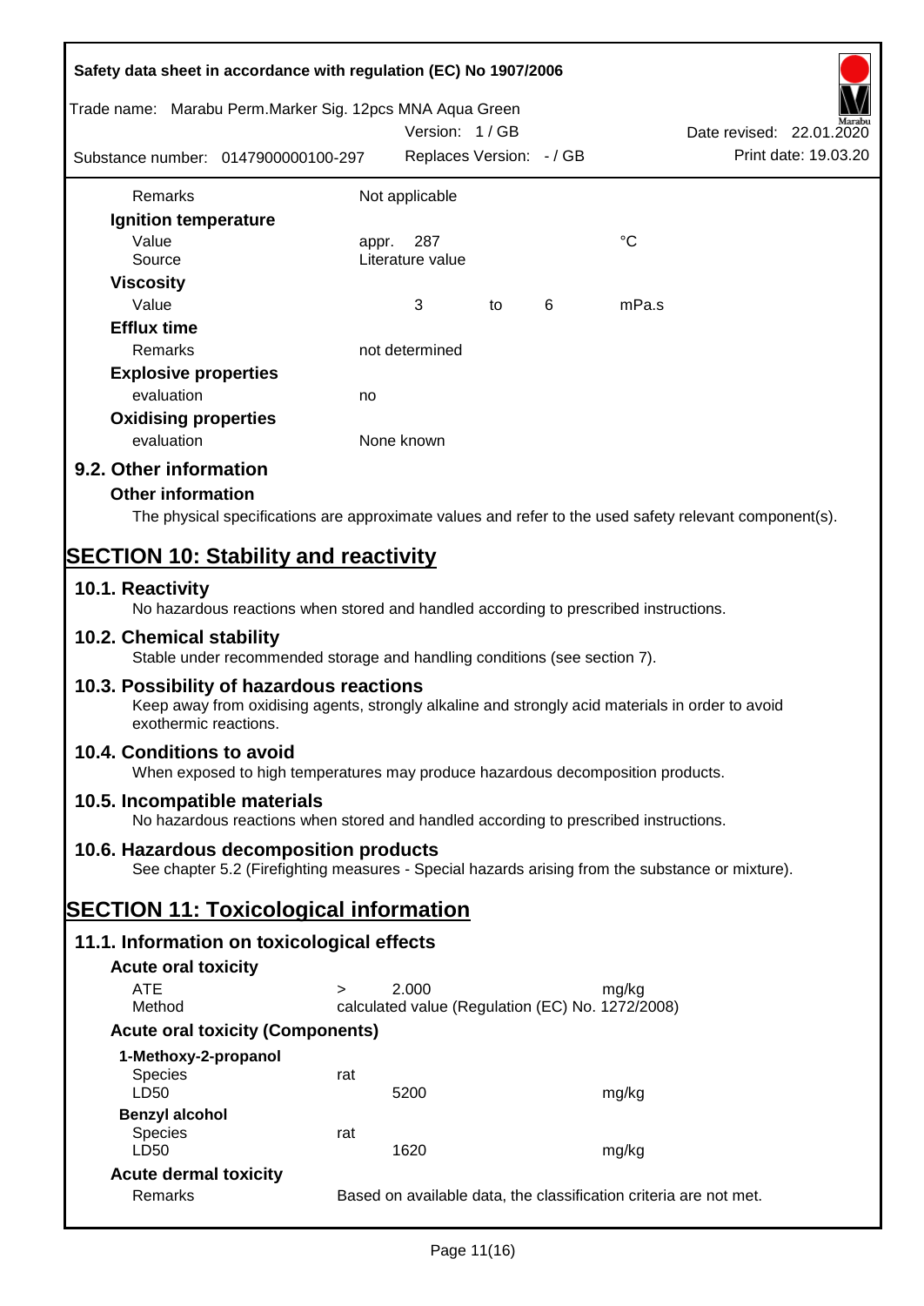| | | | | | |
|---|---|---|---|---|---|
| Remarks | Not applicable | | | | |
| **Ignition temperature** | | | | | |
| Value | appr. | 287 | | | °C |
| Source | Literature value | | | | |
| **Viscosity** | | | | | |
| Value | | 3 | to | 6 | mPa.s |
| **Efflux time** | | | | | |
| Remarks | not determined | | | | |
| **Explosive properties** | | | | | |
| evaluation | no | | | | |
| **Oxidising properties** | | | | | |
| evaluation | None known | | | | |

## 9.2. Other information

### Other information

The physical specifications are approximate values and refer to the used safety relevant component(s).

# SECTION 10: Stability and reactivity

## 10.1. Reactivity

No hazardous reactions when stored and handled according to prescribed instructions.

## 10.2. Chemical stability

Stable under recommended storage and handling conditions (see section 7).

## 10.3. Possibility of hazardous reactions

Keep away from oxidising agents, strongly alkaline and strongly acid materials in order to avoid exothermic reactions.

## 10.4. Conditions to avoid

When exposed to high temperatures may produce hazardous decomposition products.

## 10.5. Incompatible materials

No hazardous reactions when stored and handled according to prescribed instructions.

## 10.6. Hazardous decomposition products

See chapter 5.2 (Firefighting measures - Special hazards arising from the substance or mixture).

# SECTION 11: Toxicological information

## 11.1. Information on toxicological effects

### Acute oral toxicity

| | | | |
|---|---|---|---|
| ATE | > | 2.000 | mg/kg |
| Method | calculated value (Regulation (EC) No. 1272/2008) | | |

### Acute oral toxicity (Components)

| | | | |
|---|---|---|---|
| **1-Methoxy-2-propanol** | | | |
| Species | rat | | |
| LD50 | | 5200 | mg/kg |
| **Benzyl alcohol** | | | |
| Species | rat | | |
| LD50 | | 1620 | mg/kg |

### Acute dermal toxicity

| | |
|---|---|
| Remarks | Based on available data, the classification criteria are not met. |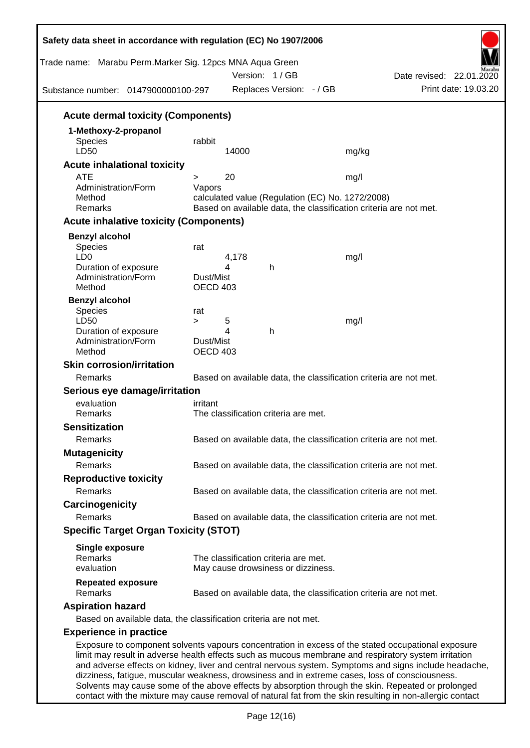### Acute dermal toxicity (Components)

**1-Methoxy-2-propanol**

| | | | |
|---|---|---|---|
| Species | rabbit | | |
| LD50 | 14000 | | mg/kg |

### Acute inhalational toxicity

| | | | |
|---|---|---|---|
| ATE | > 20 | | mg/l |
| Administration/Form | Vapors | | |
| Method | calculated value (Regulation (EC) No. 1272/2008) | | |
| Remarks | Based on available data, the classification criteria are not met. | | |

### Acute inhalative toxicity (Components)

**Benzyl alcohol**

| | | | |
|---|---|---|---|
| Species | rat | | |
| LD0 | 4,178 | | mg/l |
| Duration of exposure | 4 | h | |
| Administration/Form | Dust/Mist | | |
| Method | OECD 403 | | |

**Benzyl alcohol**

| | | | |
|---|---|---|---|
| Species | rat | | |
| LD50 | > 5 | | mg/l |
| Duration of exposure | 4 | h | |
| Administration/Form | Dust/Mist | | |
| Method | OECD 403 | | |

### Skin corrosion/irritation

Remarks: Based on available data, the classification criteria are not met.

### Serious eye damage/irritation

evaluation: irritant
Remarks: The classification criteria are met.

### Sensitization

Remarks: Based on available data, the classification criteria are not met.

### Mutagenicity

Remarks: Based on available data, the classification criteria are not met.

### Reproductive toxicity

Remarks: Based on available data, the classification criteria are not met.

### Carcinogenicity

Remarks: Based on available data, the classification criteria are not met.

### Specific Target Organ Toxicity (STOT)

**Single exposure**
Remarks: The classification criteria are met.
evaluation: May cause drowsiness or dizziness.

**Repeated exposure**
Remarks: Based on available data, the classification criteria are not met.

### Aspiration hazard

Based on available data, the classification criteria are not met.

### Experience in practice

Exposure to component solvents vapours concentration in excess of the stated occupational exposure limit may result in adverse health effects such as mucous membrane and respiratory system irritation and adverse effects on kidney, liver and central nervous system. Symptoms and signs include headache, dizziness, fatigue, muscular weakness, drowsiness and in extreme cases, loss of consciousness. Solvents may cause some of the above effects by absorption through the skin. Repeated or prolonged contact with the mixture may cause removal of natural fat from the skin resulting in non-allergic contact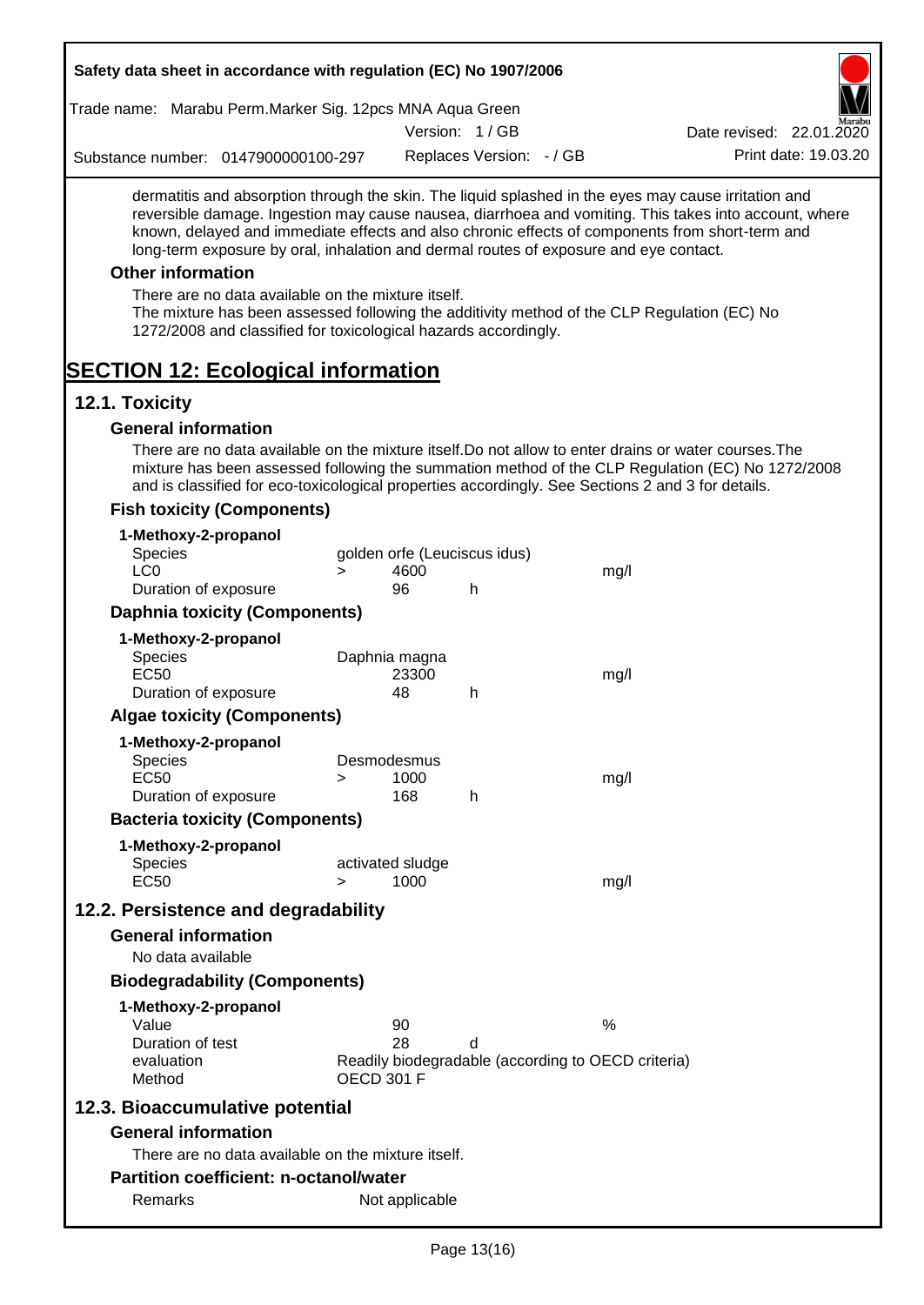dermatitis and absorption through the skin. The liquid splashed in the eyes may cause irritation and reversible damage. Ingestion may cause nausea, diarrhoea and vomiting. This takes into account, where known, delayed and immediate effects and also chronic effects of components from short-term and long-term exposure by oral, inhalation and dermal routes of exposure and eye contact.

### Other information

There are no data available on the mixture itself.
The mixture has been assessed following the additivity method of the CLP Regulation (EC) No 1272/2008 and classified for toxicological hazards accordingly.

# SECTION 12: Ecological information

## 12.1. Toxicity

### General information

There are no data available on the mixture itself.Do not allow to enter drains or water courses.The mixture has been assessed following the summation method of the CLP Regulation (EC) No 1272/2008 and is classified for eco-toxicological properties accordingly. See Sections 2 and 3 for details.

### Fish toxicity (Components)

**1-Methoxy-2-propanol**

| | | | | |
|---|---|---|---|---|
| Species | golden orfe (Leuciscus idus) | | | |
| LC0 | > | 4600 | | mg/l |
| Duration of exposure | | 96 | h | |

### Daphnia toxicity (Components)

**1-Methoxy-2-propanol**

| | | | | |
|---|---|---|---|---|
| Species | Daphnia magna | | | |
| EC50 | | 23300 | | mg/l |
| Duration of exposure | | 48 | h | |

### Algae toxicity (Components)

**1-Methoxy-2-propanol**

| | | | | |
|---|---|---|---|---|
| Species | Desmodesmus | | | |
| EC50 | > | 1000 | | mg/l |
| Duration of exposure | | 168 | h | |

### Bacteria toxicity (Components)

**1-Methoxy-2-propanol**

| | | | | |
|---|---|---|---|---|
| Species | activated sludge | | | |
| EC50 | > | 1000 | | mg/l |

## 12.2. Persistence and degradability

### General information

No data available

### Biodegradability (Components)

**1-Methoxy-2-propanol**

| | | | |
|---|---|---|---|
| Value | 90 | | % |
| Duration of test | 28 | d | |
| evaluation | Readily biodegradable (according to OECD criteria) | | |
| Method | OECD 301 F | | |

## 12.3. Bioaccumulative potential

### General information

There are no data available on the mixture itself.

### Partition coefficient: n-octanol/water

| | |
|---|---|
| Remarks | Not applicable |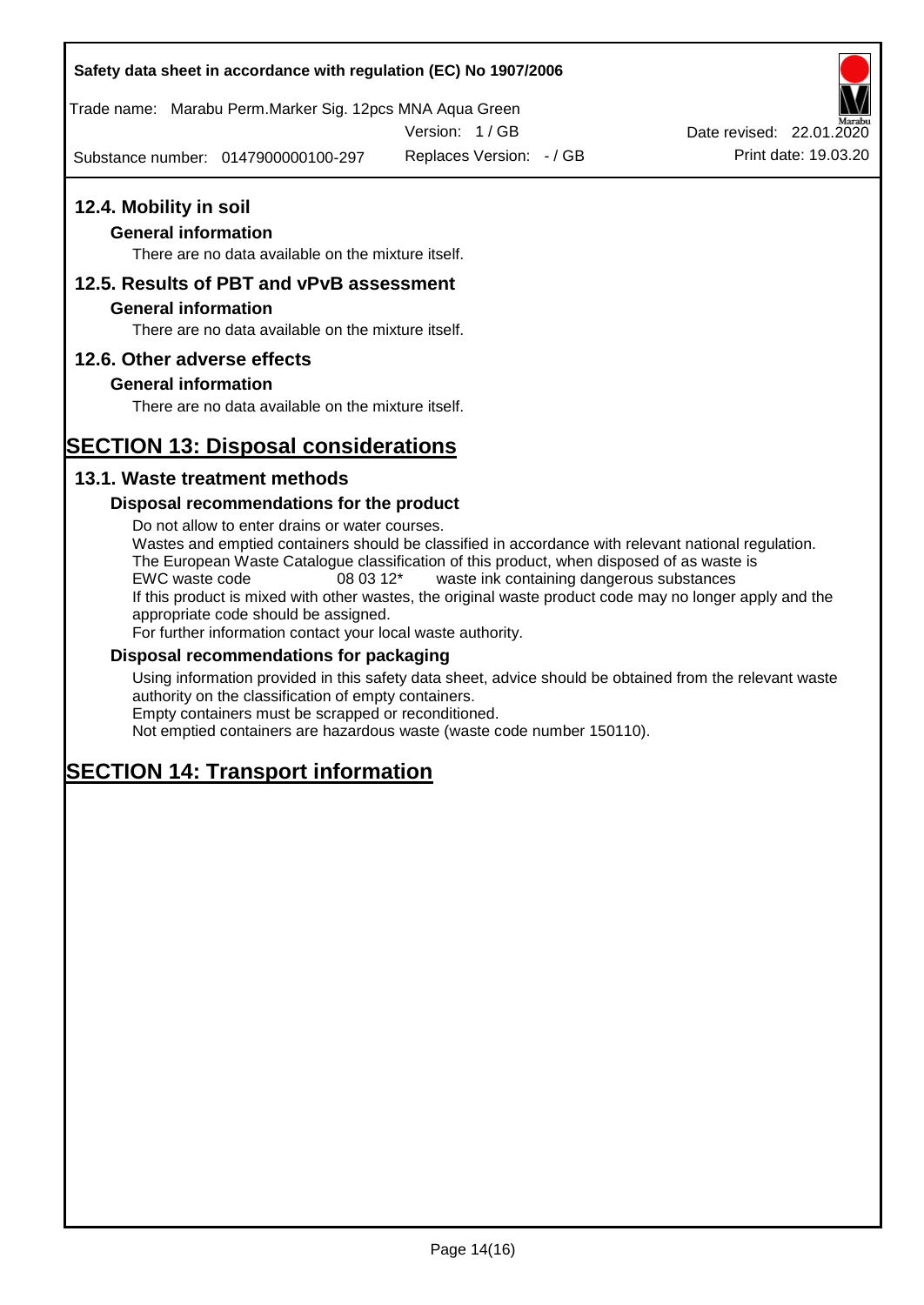## 12.4. Mobility in soil

### General information

There are no data available on the mixture itself.

## 12.5. Results of PBT and vPvB assessment

### General information

There are no data available on the mixture itself.

## 12.6. Other adverse effects

### General information

There are no data available on the mixture itself.

# SECTION 13: Disposal considerations

## 13.1. Waste treatment methods

### Disposal recommendations for the product

Do not allow to enter drains or water courses.
Wastes and emptied containers should be classified in accordance with relevant national regulation.
The European Waste Catalogue classification of this product, when disposed of as waste is
EWC waste code 08 03 12* waste ink containing dangerous substances
If this product is mixed with other wastes, the original waste product code may no longer apply and the appropriate code should be assigned.
For further information contact your local waste authority.

### Disposal recommendations for packaging

Using information provided in this safety data sheet, advice should be obtained from the relevant waste authority on the classification of empty containers.
Empty containers must be scrapped or reconditioned.
Not emptied containers are hazardous waste (waste code number 150110).

# SECTION 14: Transport information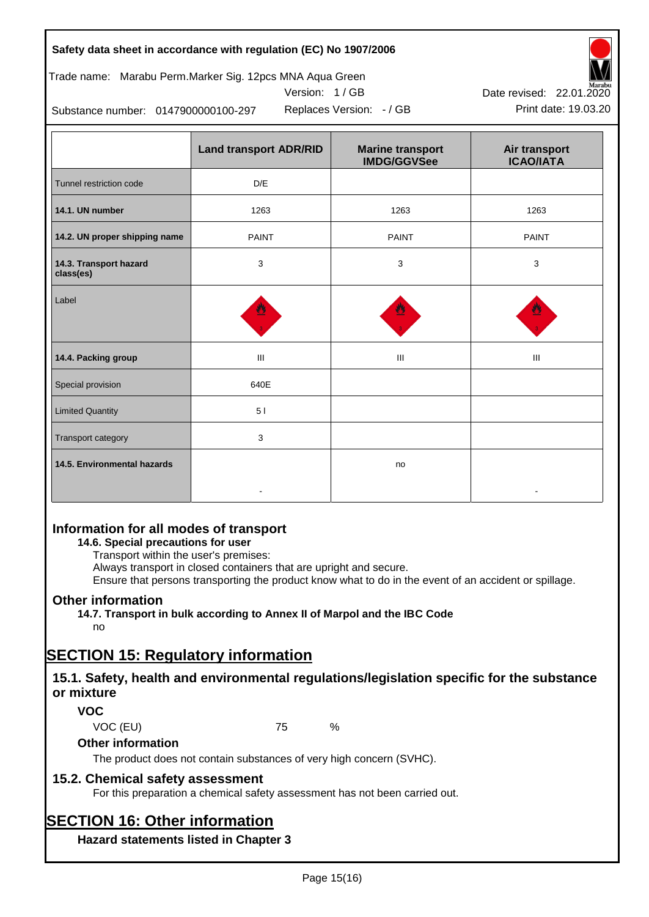|  | Land transport ADR/RID | Marine transport IMDG/GGVSee | Air transport ICAO/IATA |
|---|---|---|---|
| Tunnel restriction code | D/E |  |  |
| **14.1. UN number** | 1263 | 1263 | 1263 |
| **14.2. UN proper shipping name** | PAINT | PAINT | PAINT |
| **14.3. Transport hazard class(es)** | 3 | 3 | 3 |
| Label |  |  |  |
| **14.4. Packing group** | III | III | III |
| Special provision | 640E |  |  |
| Limited Quantity | 5 l |  |  |
| Transport category | 3 |  |  |
| **14.5. Environmental hazards** | - | no | - |

## Information for all modes of transport

**14.6. Special precautions for user**

Transport within the user's premises:
Always transport in closed containers that are upright and secure.
Ensure that persons transporting the product know what to do in the event of an accident or spillage.

## Other information

**14.7. Transport in bulk according to Annex II of Marpol and the IBC Code**

no

# SECTION 15: Regulatory information

## 15.1. Safety, health and environmental regulations/legislation specific for the substance or mixture

### VOC

VOC (EU) 75 %

### Other information

The product does not contain substances of very high concern (SVHC).

## 15.2. Chemical safety assessment

For this preparation a chemical safety assessment has not been carried out.

# SECTION 16: Other information

### Hazard statements listed in Chapter 3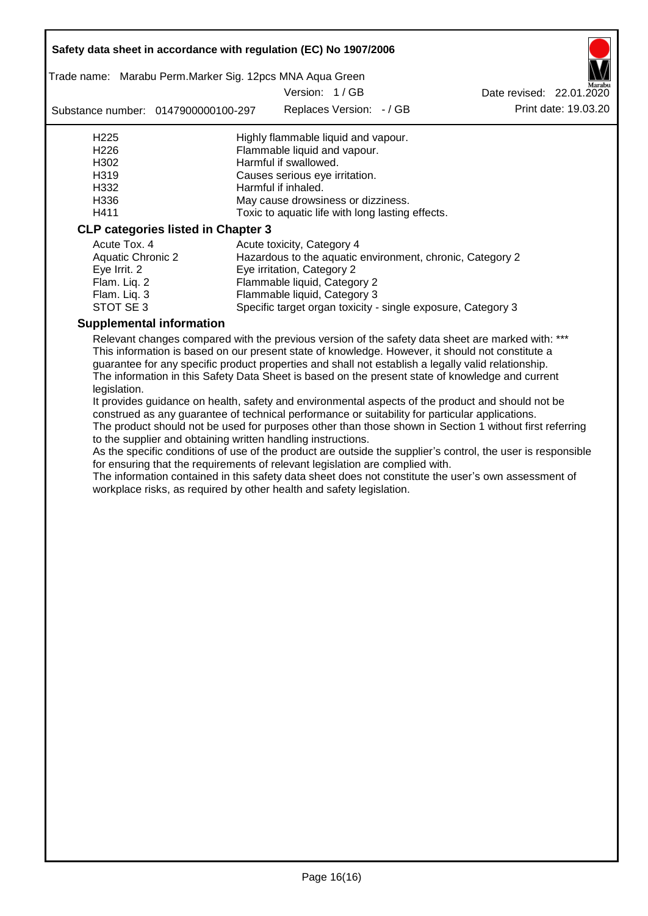| | |
|---|---|
| H225 | Highly flammable liquid and vapour. |
| H226 | Flammable liquid and vapour. |
| H302 | Harmful if swallowed. |
| H319 | Causes serious eye irritation. |
| H332 | Harmful if inhaled. |
| H336 | May cause drowsiness or dizziness. |
| H411 | Toxic to aquatic life with long lasting effects. |

### CLP categories listed in Chapter 3

| | |
|---|---|
| Acute Tox. 4 | Acute toxicity, Category 4 |
| Aquatic Chronic 2 | Hazardous to the aquatic environment, chronic, Category 2 |
| Eye Irrit. 2 | Eye irritation, Category 2 |
| Flam. Liq. 2 | Flammable liquid, Category 2 |
| Flam. Liq. 3 | Flammable liquid, Category 3 |
| STOT SE 3 | Specific target organ toxicity - single exposure, Category 3 |

### Supplemental information

Relevant changes compared with the previous version of the safety data sheet are marked with: ***
This information is based on our present state of knowledge. However, it should not constitute a guarantee for any specific product properties and shall not establish a legally valid relationship.
The information in this Safety Data Sheet is based on the present state of knowledge and current legislation.
It provides guidance on health, safety and environmental aspects of the product and should not be construed as any guarantee of technical performance or suitability for particular applications.
The product should not be used for purposes other than those shown in Section 1 without first referring to the supplier and obtaining written handling instructions.
As the specific conditions of use of the product are outside the supplier's control, the user is responsible for ensuring that the requirements of relevant legislation are complied with.
The information contained in this safety data sheet does not constitute the user's own assessment of workplace risks, as required by other health and safety legislation.